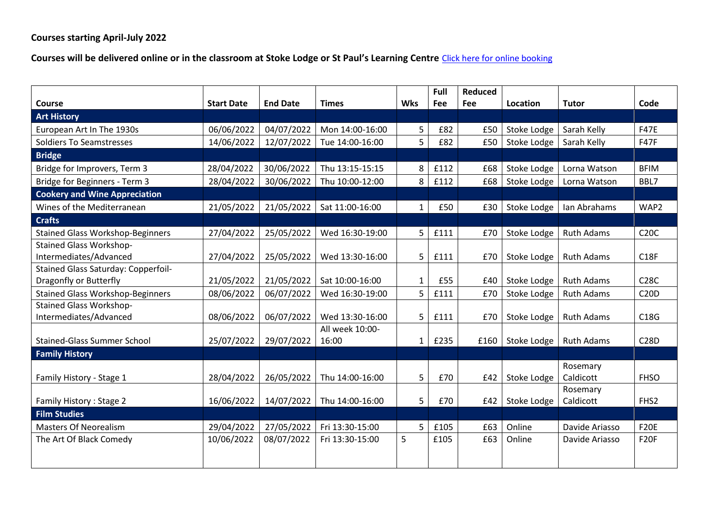**Courses starting April-July 2022**

**Courses will be delivered online or in the classroom at Stoke Lodge or St Paul's Learning Centre** [Click here for online booking]

| Course | Start Date | End Date | Times | Wks | Full Fee | Reduced Fee | Location | Tutor | Code |
|---|---|---|---|---|---|---|---|---|---|
| **Art History** | | | | | | | | | |
| European Art In The 1930s | 06/06/2022 | 04/07/2022 | Mon 14:00-16:00 | 5 | £82 | £50 | Stoke Lodge | Sarah Kelly | F47E |
| Soldiers To Seamstresses | 14/06/2022 | 12/07/2022 | Tue 14:00-16:00 | 5 | £82 | £50 | Stoke Lodge | Sarah Kelly | F47F |
| **Bridge** | | | | | | | | | |
| Bridge for Improvers, Term 3 | 28/04/2022 | 30/06/2022 | Thu 13:15-15:15 | 8 | £112 | £68 | Stoke Lodge | Lorna Watson | BFIM |
| Bridge for Beginners - Term 3 | 28/04/2022 | 30/06/2022 | Thu 10:00-12:00 | 8 | £112 | £68 | Stoke Lodge | Lorna Watson | BBL7 |
| **Cookery and Wine Appreciation** | | | | | | | | | |
| Wines of the Mediterranean | 21/05/2022 | 21/05/2022 | Sat 11:00-16:00 | 1 | £50 | £30 | Stoke Lodge | Ian Abrahams | WAP2 |
| **Crafts** | | | | | | | | | |
| Stained Glass Workshop-Beginners | 27/04/2022 | 25/05/2022 | Wed 16:30-19:00 | 5 | £111 | £70 | Stoke Lodge | Ruth Adams | C20C |
| Stained Glass Workshop-Intermediates/Advanced | 27/04/2022 | 25/05/2022 | Wed 13:30-16:00 | 5 | £111 | £70 | Stoke Lodge | Ruth Adams | C18F |
| Stained Glass Saturday: Copperfoil-Dragonfly or Butterfly | 21/05/2022 | 21/05/2022 | Sat 10:00-16:00 | 1 | £55 | £40 | Stoke Lodge | Ruth Adams | C28C |
| Stained Glass Workshop-Beginners | 08/06/2022 | 06/07/2022 | Wed 16:30-19:00 | 5 | £111 | £70 | Stoke Lodge | Ruth Adams | C20D |
| Stained Glass Workshop-Intermediates/Advanced | 08/06/2022 | 06/07/2022 | Wed 13:30-16:00 | 5 | £111 | £70 | Stoke Lodge | Ruth Adams | C18G |
| Stained-Glass Summer School | 25/07/2022 | 29/07/2022 | All week 10:00-16:00 | 1 | £235 | £160 | Stoke Lodge | Ruth Adams | C28D |
| **Family History** | | | | | | | | | |
| Family History - Stage 1 | 28/04/2022 | 26/05/2022 | Thu 14:00-16:00 | 5 | £70 | £42 | Stoke Lodge | Rosemary Caldicott | FHSO |
| Family History : Stage 2 | 16/06/2022 | 14/07/2022 | Thu 14:00-16:00 | 5 | £70 | £42 | Stoke Lodge | Rosemary Caldicott | FHS2 |
| **Film Studies** | | | | | | | | | |
| Masters Of Neorealism | 29/04/2022 | 27/05/2022 | Fri 13:30-15:00 | 5 | £105 | £63 | Online | Davide Ariasso | F20E |
| The Art Of Black Comedy | 10/06/2022 | 08/07/2022 | Fri 13:30-15:00 | 5 | £105 | £63 | Online | Davide Ariasso | F20F |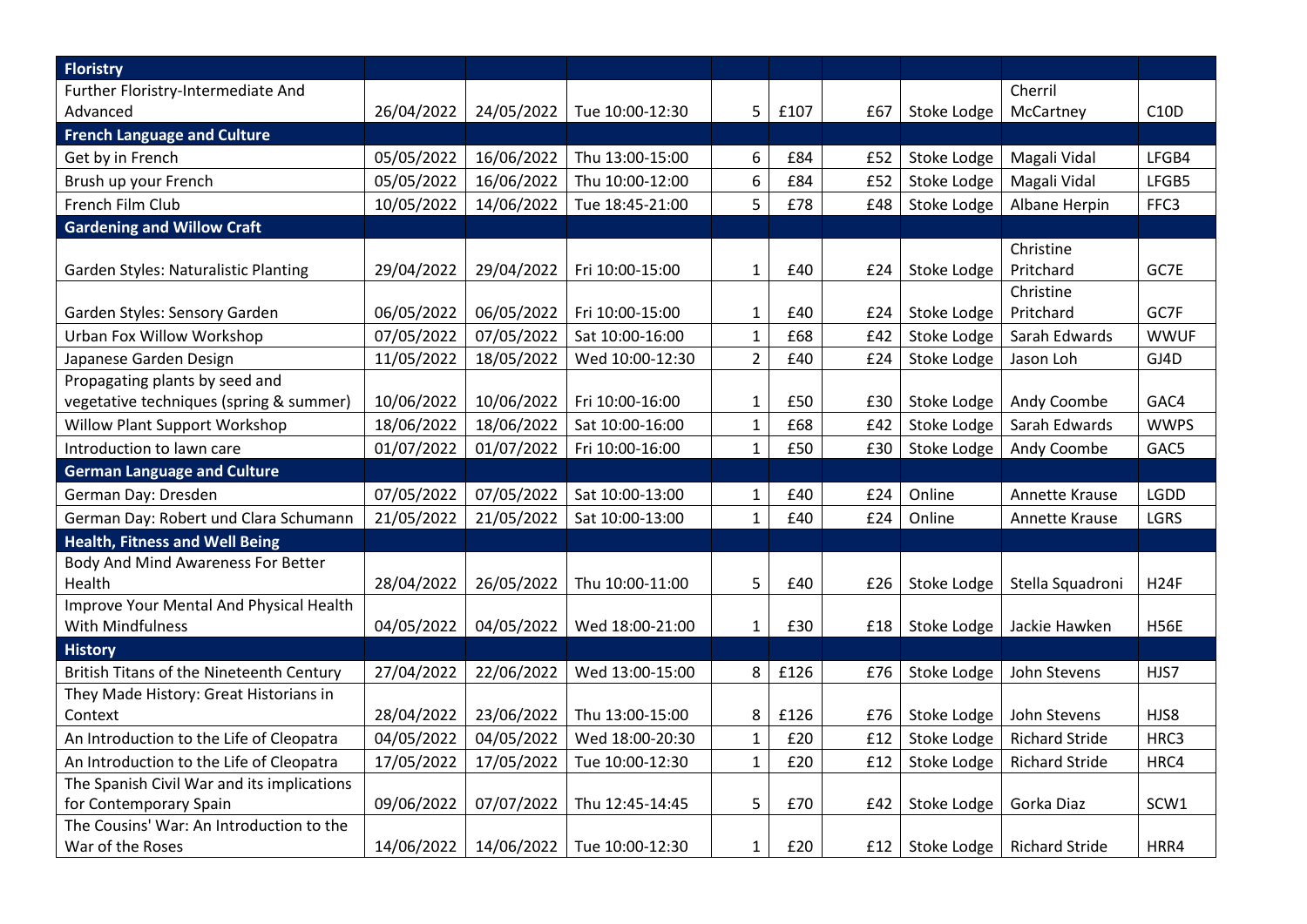| | | | | | | | | | |
|---|---|---|---|---|---|---|---|---|---|
| **Floristry** | | | | | | | | | |
| Further Floristry-Intermediate And Advanced | 26/04/2022 | 24/05/2022 | Tue 10:00-12:30 | 5 | £107 | £67 | Stoke Lodge | Cherril McCartney | C10D |
| **French Language and Culture** | | | | | | | | | |
| Get by in French | 05/05/2022 | 16/06/2022 | Thu 13:00-15:00 | 6 | £84 | £52 | Stoke Lodge | Magali Vidal | LFGB4 |
| Brush up your French | 05/05/2022 | 16/06/2022 | Thu 10:00-12:00 | 6 | £84 | £52 | Stoke Lodge | Magali Vidal | LFGB5 |
| French Film Club | 10/05/2022 | 14/06/2022 | Tue 18:45-21:00 | 5 | £78 | £48 | Stoke Lodge | Albane Herpin | FFC3 |
| **Gardening and Willow Craft** | | | | | | | | | |
| Garden Styles: Naturalistic Planting | 29/04/2022 | 29/04/2022 | Fri 10:00-15:00 | 1 | £40 | £24 | Stoke Lodge | Christine Pritchard | GC7E |
| Garden Styles: Sensory Garden | 06/05/2022 | 06/05/2022 | Fri 10:00-15:00 | 1 | £40 | £24 | Stoke Lodge | Christine Pritchard | GC7F |
| Urban Fox Willow Workshop | 07/05/2022 | 07/05/2022 | Sat 10:00-16:00 | 1 | £68 | £42 | Stoke Lodge | Sarah Edwards | WWUF |
| Japanese Garden Design | 11/05/2022 | 18/05/2022 | Wed 10:00-12:30 | 2 | £40 | £24 | Stoke Lodge | Jason Loh | GJ4D |
| Propagating plants by seed and vegetative techniques (spring & summer) | 10/06/2022 | 10/06/2022 | Fri 10:00-16:00 | 1 | £50 | £30 | Stoke Lodge | Andy Coombe | GAC4 |
| Willow Plant Support Workshop | 18/06/2022 | 18/06/2022 | Sat 10:00-16:00 | 1 | £68 | £42 | Stoke Lodge | Sarah Edwards | WWPS |
| Introduction to lawn care | 01/07/2022 | 01/07/2022 | Fri 10:00-16:00 | 1 | £50 | £30 | Stoke Lodge | Andy Coombe | GAC5 |
| **German Language and Culture** | | | | | | | | | |
| German Day: Dresden | 07/05/2022 | 07/05/2022 | Sat 10:00-13:00 | 1 | £40 | £24 | Online | Annette Krause | LGDD |
| German Day: Robert und Clara Schumann | 21/05/2022 | 21/05/2022 | Sat 10:00-13:00 | 1 | £40 | £24 | Online | Annette Krause | LGRS |
| **Health, Fitness and Well Being** | | | | | | | | | |
| Body And Mind Awareness For Better Health | 28/04/2022 | 26/05/2022 | Thu 10:00-11:00 | 5 | £40 | £26 | Stoke Lodge | Stella Squadroni | H24F |
| Improve Your Mental And Physical Health With Mindfulness | 04/05/2022 | 04/05/2022 | Wed 18:00-21:00 | 1 | £30 | £18 | Stoke Lodge | Jackie Hawken | H56E |
| **History** | | | | | | | | | |
| British Titans of the Nineteenth Century | 27/04/2022 | 22/06/2022 | Wed 13:00-15:00 | 8 | £126 | £76 | Stoke Lodge | John Stevens | HJS7 |
| They Made History: Great Historians in Context | 28/04/2022 | 23/06/2022 | Thu 13:00-15:00 | 8 | £126 | £76 | Stoke Lodge | John Stevens | HJS8 |
| An Introduction to the Life of Cleopatra | 04/05/2022 | 04/05/2022 | Wed 18:00-20:30 | 1 | £20 | £12 | Stoke Lodge | Richard Stride | HRC3 |
| An Introduction to the Life of Cleopatra | 17/05/2022 | 17/05/2022 | Tue 10:00-12:30 | 1 | £20 | £12 | Stoke Lodge | Richard Stride | HRC4 |
| The Spanish Civil War and its implications for Contemporary Spain | 09/06/2022 | 07/07/2022 | Thu 12:45-14:45 | 5 | £70 | £42 | Stoke Lodge | Gorka Diaz | SCW1 |
| The Cousins' War: An Introduction to the War of the Roses | 14/06/2022 | 14/06/2022 | Tue 10:00-12:30 | 1 | £20 | £12 | Stoke Lodge | Richard Stride | HRR4 |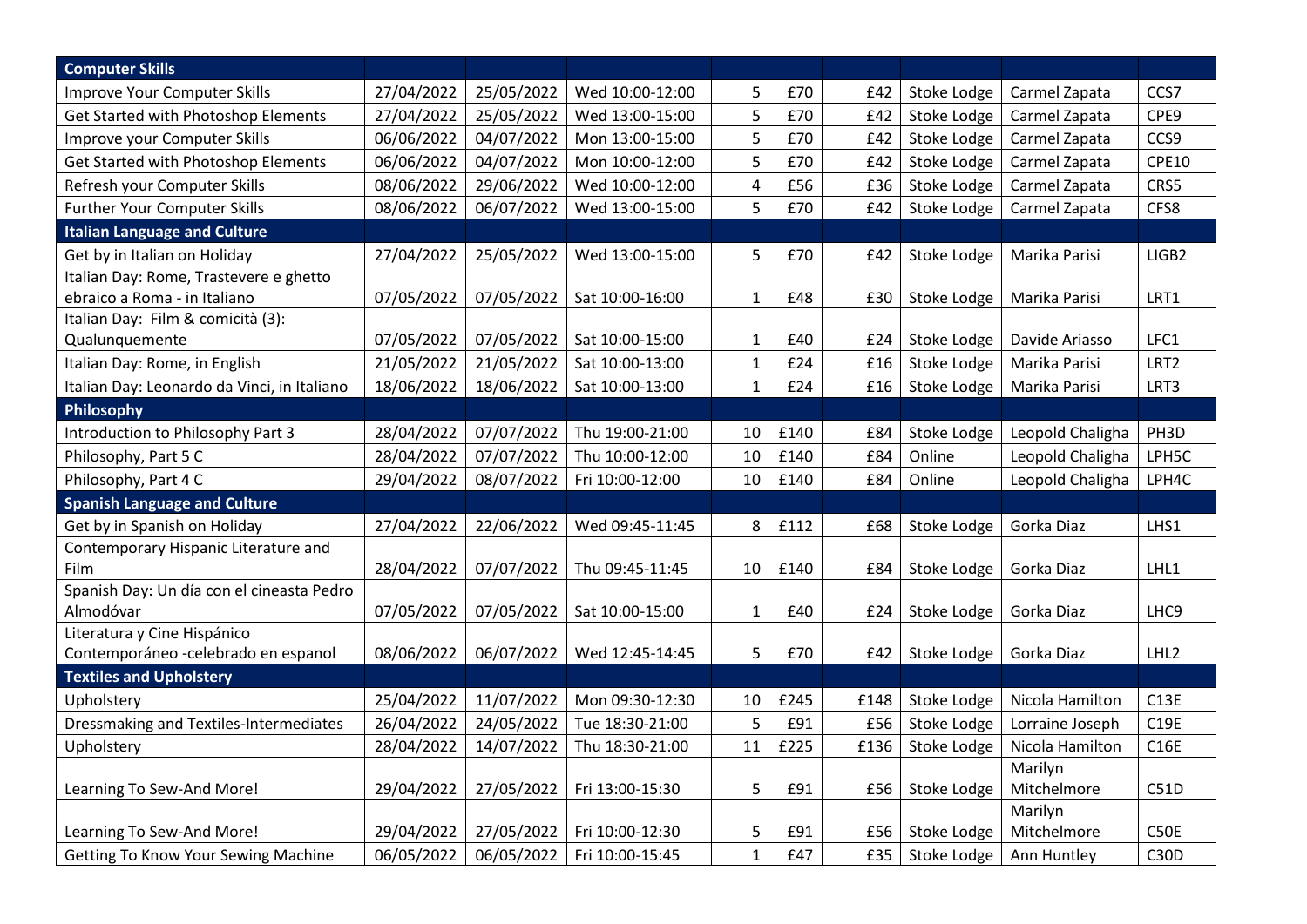| | | | | | | | | | |
|---|---|---|---|---|---|---|---|---|---|
| **Computer Skills** | | | | | | | | | |
| Improve Your Computer Skills | 27/04/2022 | 25/05/2022 | Wed 10:00-12:00 | 5 | £70 | £42 | Stoke Lodge | Carmel Zapata | CCS7 |
| Get Started with Photoshop Elements | 27/04/2022 | 25/05/2022 | Wed 13:00-15:00 | 5 | £70 | £42 | Stoke Lodge | Carmel Zapata | CPE9 |
| Improve your Computer Skills | 06/06/2022 | 04/07/2022 | Mon 13:00-15:00 | 5 | £70 | £42 | Stoke Lodge | Carmel Zapata | CCS9 |
| Get Started with Photoshop Elements | 06/06/2022 | 04/07/2022 | Mon 10:00-12:00 | 5 | £70 | £42 | Stoke Lodge | Carmel Zapata | CPE10 |
| Refresh your Computer Skills | 08/06/2022 | 29/06/2022 | Wed 10:00-12:00 | 4 | £56 | £36 | Stoke Lodge | Carmel Zapata | CRS5 |
| Further Your Computer Skills | 08/06/2022 | 06/07/2022 | Wed 13:00-15:00 | 5 | £70 | £42 | Stoke Lodge | Carmel Zapata | CFS8 |
| **Italian Language and Culture** | | | | | | | | | |
| Get by in Italian on Holiday | 27/04/2022 | 25/05/2022 | Wed 13:00-15:00 | 5 | £70 | £42 | Stoke Lodge | Marika Parisi | LIGB2 |
| Italian Day: Rome, Trastevere e ghetto ebraico a Roma - in Italiano | 07/05/2022 | 07/05/2022 | Sat 10:00-16:00 | 1 | £48 | £30 | Stoke Lodge | Marika Parisi | LRT1 |
| Italian Day: Film & comicità (3): Qualunquemente | 07/05/2022 | 07/05/2022 | Sat 10:00-15:00 | 1 | £40 | £24 | Stoke Lodge | Davide Ariasso | LFC1 |
| Italian Day: Rome, in English | 21/05/2022 | 21/05/2022 | Sat 10:00-13:00 | 1 | £24 | £16 | Stoke Lodge | Marika Parisi | LRT2 |
| Italian Day: Leonardo da Vinci, in Italiano | 18/06/2022 | 18/06/2022 | Sat 10:00-13:00 | 1 | £24 | £16 | Stoke Lodge | Marika Parisi | LRT3 |
| **Philosophy** | | | | | | | | | |
| Introduction to Philosophy Part 3 | 28/04/2022 | 07/07/2022 | Thu 19:00-21:00 | 10 | £140 | £84 | Stoke Lodge | Leopold Chaligha | PH3D |
| Philosophy, Part 5 C | 28/04/2022 | 07/07/2022 | Thu 10:00-12:00 | 10 | £140 | £84 | Online | Leopold Chaligha | LPH5C |
| Philosophy, Part 4 C | 29/04/2022 | 08/07/2022 | Fri 10:00-12:00 | 10 | £140 | £84 | Online | Leopold Chaligha | LPH4C |
| **Spanish Language and Culture** | | | | | | | | | |
| Get by in Spanish on Holiday | 27/04/2022 | 22/06/2022 | Wed 09:45-11:45 | 8 | £112 | £68 | Stoke Lodge | Gorka Diaz | LHS1 |
| Contemporary Hispanic Literature and Film | 28/04/2022 | 07/07/2022 | Thu 09:45-11:45 | 10 | £140 | £84 | Stoke Lodge | Gorka Diaz | LHL1 |
| Spanish Day: Un día con el cineasta Pedro Almodóvar | 07/05/2022 | 07/05/2022 | Sat 10:00-15:00 | 1 | £40 | £24 | Stoke Lodge | Gorka Diaz | LHC9 |
| Literatura y Cine Hispánico Contemporáneo -celebrado en espanol | 08/06/2022 | 06/07/2022 | Wed 12:45-14:45 | 5 | £70 | £42 | Stoke Lodge | Gorka Diaz | LHL2 |
| **Textiles and Upholstery** | | | | | | | | | |
| Upholstery | 25/04/2022 | 11/07/2022 | Mon 09:30-12:30 | 10 | £245 | £148 | Stoke Lodge | Nicola Hamilton | C13E |
| Dressmaking and Textiles-Intermediates | 26/04/2022 | 24/05/2022 | Tue 18:30-21:00 | 5 | £91 | £56 | Stoke Lodge | Lorraine Joseph | C19E |
| Upholstery | 28/04/2022 | 14/07/2022 | Thu 18:30-21:00 | 11 | £225 | £136 | Stoke Lodge | Nicola Hamilton | C16E |
| Learning To Sew-And More! | 29/04/2022 | 27/05/2022 | Fri 13:00-15:30 | 5 | £91 | £56 | Stoke Lodge | Marilyn Mitchelmore | C51D |
| Learning To Sew-And More! | 29/04/2022 | 27/05/2022 | Fri 10:00-12:30 | 5 | £91 | £56 | Stoke Lodge | Marilyn Mitchelmore | C50E |
| Getting To Know Your Sewing Machine | 06/05/2022 | 06/05/2022 | Fri 10:00-15:45 | 1 | £47 | £35 | Stoke Lodge | Ann Huntley | C30D |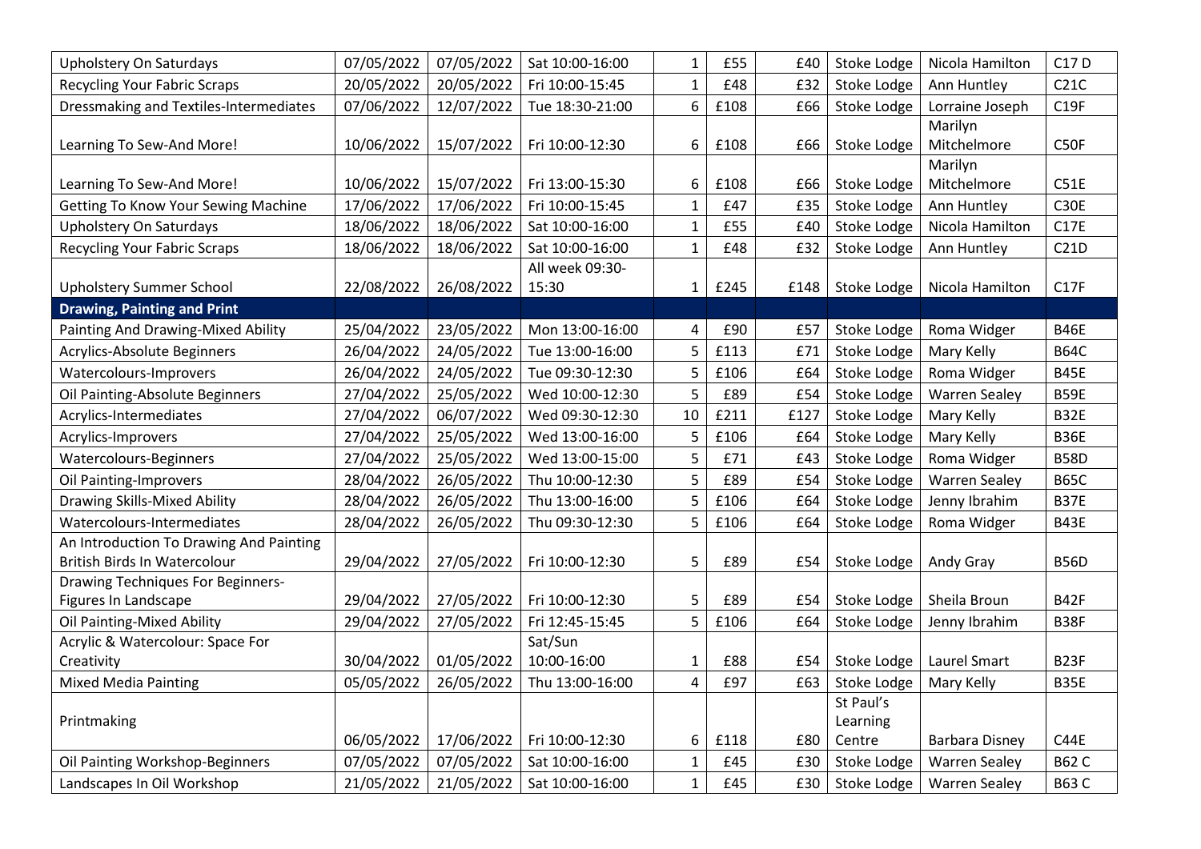| | | | | | | | | | |
|---|---|---|---|---|---|---|---|---|---|
| Upholstery On Saturdays | 07/05/2022 | 07/05/2022 | Sat 10:00-16:00 | 1 | £55 | £40 | Stoke Lodge | Nicola Hamilton | C17 D |
| Recycling Your Fabric Scraps | 20/05/2022 | 20/05/2022 | Fri 10:00-15:45 | 1 | £48 | £32 | Stoke Lodge | Ann Huntley | C21C |
| Dressmaking and Textiles-Intermediates | 07/06/2022 | 12/07/2022 | Tue 18:30-21:00 | 6 | £108 | £66 | Stoke Lodge | Lorraine Joseph | C19F |
| Learning To Sew-And More! | 10/06/2022 | 15/07/2022 | Fri 10:00-12:30 | 6 | £108 | £66 | Stoke Lodge | Marilyn Mitchelmore | C50F |
| Learning To Sew-And More! | 10/06/2022 | 15/07/2022 | Fri 13:00-15:30 | 6 | £108 | £66 | Stoke Lodge | Marilyn Mitchelmore | C51E |
| Getting To Know Your Sewing Machine | 17/06/2022 | 17/06/2022 | Fri 10:00-15:45 | 1 | £47 | £35 | Stoke Lodge | Ann Huntley | C30E |
| Upholstery On Saturdays | 18/06/2022 | 18/06/2022 | Sat 10:00-16:00 | 1 | £55 | £40 | Stoke Lodge | Nicola Hamilton | C17E |
| Recycling Your Fabric Scraps | 18/06/2022 | 18/06/2022 | Sat 10:00-16:00 | 1 | £48 | £32 | Stoke Lodge | Ann Huntley | C21D |
| Upholstery Summer School | 22/08/2022 | 26/08/2022 | All week 09:30-15:30 | 1 | £245 | £148 | Stoke Lodge | Nicola Hamilton | C17F |
| **Drawing, Painting and Print** | | | | | | | | | |
| Painting And Drawing-Mixed Ability | 25/04/2022 | 23/05/2022 | Mon 13:00-16:00 | 4 | £90 | £57 | Stoke Lodge | Roma Widger | B46E |
| Acrylics-Absolute Beginners | 26/04/2022 | 24/05/2022 | Tue 13:00-16:00 | 5 | £113 | £71 | Stoke Lodge | Mary Kelly | B64C |
| Watercolours-Improvers | 26/04/2022 | 24/05/2022 | Tue 09:30-12:30 | 5 | £106 | £64 | Stoke Lodge | Roma Widger | B45E |
| Oil Painting-Absolute Beginners | 27/04/2022 | 25/05/2022 | Wed 10:00-12:30 | 5 | £89 | £54 | Stoke Lodge | Warren Sealey | B59E |
| Acrylics-Intermediates | 27/04/2022 | 06/07/2022 | Wed 09:30-12:30 | 10 | £211 | £127 | Stoke Lodge | Mary Kelly | B32E |
| Acrylics-Improvers | 27/04/2022 | 25/05/2022 | Wed 13:00-16:00 | 5 | £106 | £64 | Stoke Lodge | Mary Kelly | B36E |
| Watercolours-Beginners | 27/04/2022 | 25/05/2022 | Wed 13:00-15:00 | 5 | £71 | £43 | Stoke Lodge | Roma Widger | B58D |
| Oil Painting-Improvers | 28/04/2022 | 26/05/2022 | Thu 10:00-12:30 | 5 | £89 | £54 | Stoke Lodge | Warren Sealey | B65C |
| Drawing Skills-Mixed Ability | 28/04/2022 | 26/05/2022 | Thu 13:00-16:00 | 5 | £106 | £64 | Stoke Lodge | Jenny Ibrahim | B37E |
| Watercolours-Intermediates | 28/04/2022 | 26/05/2022 | Thu 09:30-12:30 | 5 | £106 | £64 | Stoke Lodge | Roma Widger | B43E |
| An Introduction To Drawing And Painting British Birds In Watercolour | 29/04/2022 | 27/05/2022 | Fri 10:00-12:30 | 5 | £89 | £54 | Stoke Lodge | Andy Gray | B56D |
| Drawing Techniques For Beginners-Figures In Landscape | 29/04/2022 | 27/05/2022 | Fri 10:00-12:30 | 5 | £89 | £54 | Stoke Lodge | Sheila Broun | B42F |
| Oil Painting-Mixed Ability | 29/04/2022 | 27/05/2022 | Fri 12:45-15:45 | 5 | £106 | £64 | Stoke Lodge | Jenny Ibrahim | B38F |
| Acrylic & Watercolour: Space For Creativity | 30/04/2022 | 01/05/2022 | Sat/Sun 10:00-16:00 | 1 | £88 | £54 | Stoke Lodge | Laurel Smart | B23F |
| Mixed Media Painting | 05/05/2022 | 26/05/2022 | Thu 13:00-16:00 | 4 | £97 | £63 | Stoke Lodge | Mary Kelly | B35E |
| Printmaking | 06/05/2022 | 17/06/2022 | Fri 10:00-12:30 | 6 | £118 | £80 | St Paul's Learning Centre | Barbara Disney | C44E |
| Oil Painting Workshop-Beginners | 07/05/2022 | 07/05/2022 | Sat 10:00-16:00 | 1 | £45 | £30 | Stoke Lodge | Warren Sealey | B62 C |
| Landscapes In Oil Workshop | 21/05/2022 | 21/05/2022 | Sat 10:00-16:00 | 1 | £45 | £30 | Stoke Lodge | Warren Sealey | B63 C |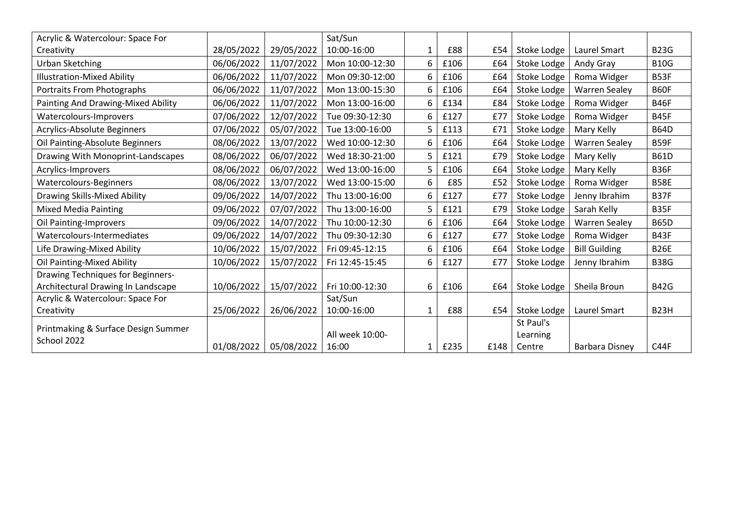| | | | | | | | | | |
|---|---|---|---|---|---|---|---|---|---|
| Acrylic & Watercolour: Space For Creativity | 28/05/2022 | 29/05/2022 | Sat/Sun 10:00-16:00 | 1 | £88 | £54 | Stoke Lodge | Laurel Smart | B23G |
| Urban Sketching | 06/06/2022 | 11/07/2022 | Mon 10:00-12:30 | 6 | £106 | £64 | Stoke Lodge | Andy Gray | B10G |
| Illustration-Mixed Ability | 06/06/2022 | 11/07/2022 | Mon 09:30-12:00 | 6 | £106 | £64 | Stoke Lodge | Roma Widger | B53F |
| Portraits From Photographs | 06/06/2022 | 11/07/2022 | Mon 13:00-15:30 | 6 | £106 | £64 | Stoke Lodge | Warren Sealey | B60F |
| Painting And Drawing-Mixed Ability | 06/06/2022 | 11/07/2022 | Mon 13:00-16:00 | 6 | £134 | £84 | Stoke Lodge | Roma Widger | B46F |
| Watercolours-Improvers | 07/06/2022 | 12/07/2022 | Tue 09:30-12:30 | 6 | £127 | £77 | Stoke Lodge | Roma Widger | B45F |
| Acrylics-Absolute Beginners | 07/06/2022 | 05/07/2022 | Tue 13:00-16:00 | 5 | £113 | £71 | Stoke Lodge | Mary Kelly | B64D |
| Oil Painting-Absolute Beginners | 08/06/2022 | 13/07/2022 | Wed 10:00-12:30 | 6 | £106 | £64 | Stoke Lodge | Warren Sealey | B59F |
| Drawing With Monoprint-Landscapes | 08/06/2022 | 06/07/2022 | Wed 18:30-21:00 | 5 | £121 | £79 | Stoke Lodge | Mary Kelly | B61D |
| Acrylics-Improvers | 08/06/2022 | 06/07/2022 | Wed 13:00-16:00 | 5 | £106 | £64 | Stoke Lodge | Mary Kelly | B36F |
| Watercolours-Beginners | 08/06/2022 | 13/07/2022 | Wed 13:00-15:00 | 6 | £85 | £52 | Stoke Lodge | Roma Widger | B58E |
| Drawing Skills-Mixed Ability | 09/06/2022 | 14/07/2022 | Thu 13:00-16:00 | 6 | £127 | £77 | Stoke Lodge | Jenny Ibrahim | B37F |
| Mixed Media Painting | 09/06/2022 | 07/07/2022 | Thu 13:00-16:00 | 5 | £121 | £79 | Stoke Lodge | Sarah Kelly | B35F |
| Oil Painting-Improvers | 09/06/2022 | 14/07/2022 | Thu 10:00-12:30 | 6 | £106 | £64 | Stoke Lodge | Warren Sealey | B65D |
| Watercolours-Intermediates | 09/06/2022 | 14/07/2022 | Thu 09:30-12:30 | 6 | £127 | £77 | Stoke Lodge | Roma Widger | B43F |
| Life Drawing-Mixed Ability | 10/06/2022 | 15/07/2022 | Fri 09:45-12:15 | 6 | £106 | £64 | Stoke Lodge | Bill Guilding | B26E |
| Oil Painting-Mixed Ability | 10/06/2022 | 15/07/2022 | Fri 12:45-15:45 | 6 | £127 | £77 | Stoke Lodge | Jenny Ibrahim | B38G |
| Drawing Techniques for Beginners-Architectural Drawing In Landscape | 10/06/2022 | 15/07/2022 | Fri 10:00-12:30 | 6 | £106 | £64 | Stoke Lodge | Sheila Broun | B42G |
| Acrylic & Watercolour: Space For Creativity | 25/06/2022 | 26/06/2022 | Sat/Sun 10:00-16:00 | 1 | £88 | £54 | Stoke Lodge | Laurel Smart | B23H |
| Printmaking & Surface Design Summer School 2022 | 01/08/2022 | 05/08/2022 | All week 10:00-16:00 | 1 | £235 | £148 | St Paul's Learning Centre | Barbara Disney | C44F |